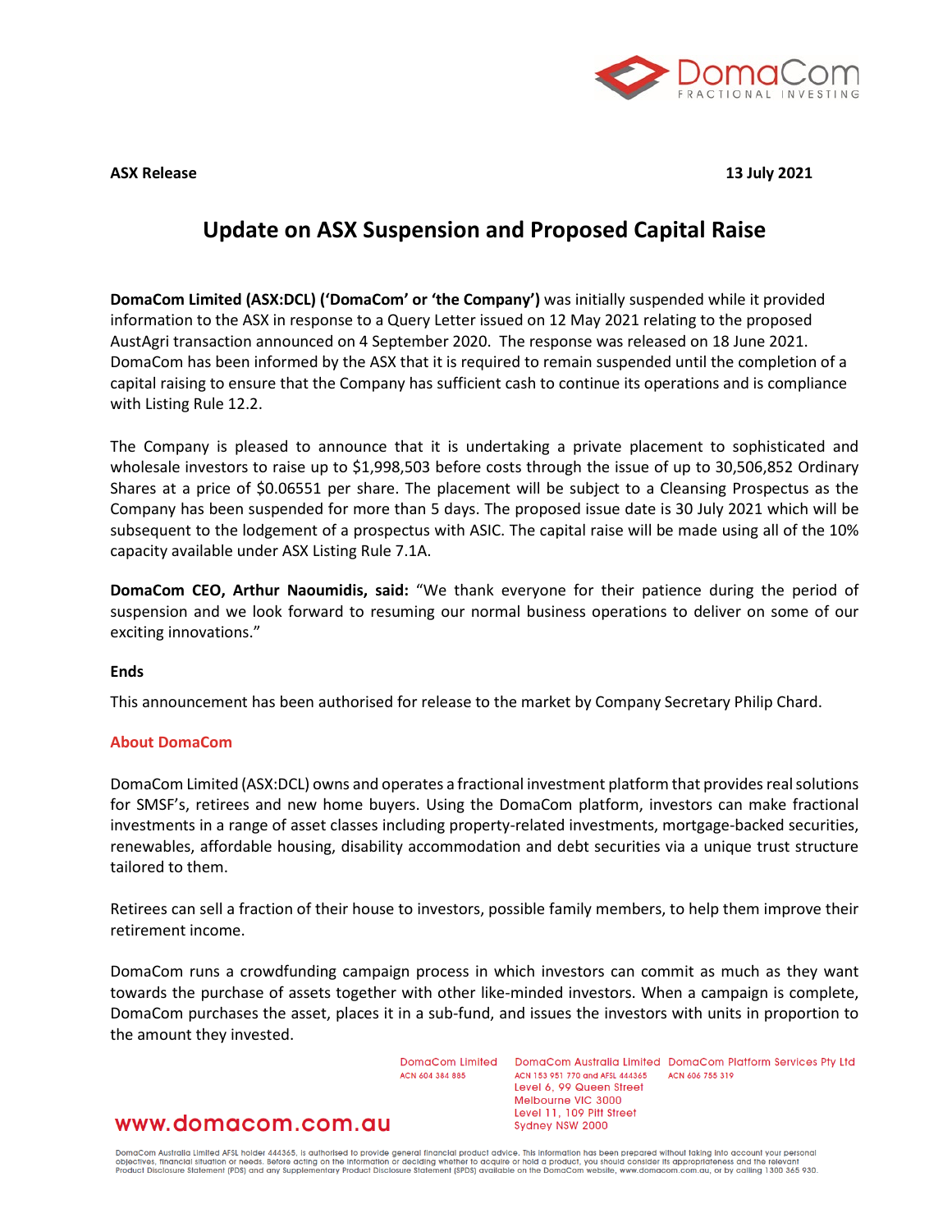**ASX Release** **13 July 2021**

# Update on ASX Suspension and Proposed Capital Raise

**DomaCom Limited (ASX:DCL) ('DomaCom' or 'the Company')** was initially suspended while it provided information to the ASX in response to a Query Letter issued on 12 May 2021 relating to the proposed AustAgri transaction announced on 4 September 2020. The response was released on 18 June 2021. DomaCom has been informed by the ASX that it is required to remain suspended until the completion of a capital raising to ensure that the Company has sufficient cash to continue its operations and is compliance with Listing Rule 12.2.

The Company is pleased to announce that it is undertaking a private placement to sophisticated and wholesale investors to raise up to $1,998,503 before costs through the issue of up to 30,506,852 Ordinary Shares at a price of $0.06551 per share. The placement will be subject to a Cleansing Prospectus as the Company has been suspended for more than 5 days. The proposed issue date is 30 July 2021 which will be subsequent to the lodgement of a prospectus with ASIC. The capital raise will be made using all of the 10% capacity available under ASX Listing Rule 7.1A.

**DomaCom CEO, Arthur Naoumidis, said:** "We thank everyone for their patience during the period of suspension and we look forward to resuming our normal business operations to deliver on some of our exciting innovations."

**Ends**

This announcement has been authorised for release to the market by Company Secretary Philip Chard.

### About DomaCom

DomaCom Limited (ASX:DCL) owns and operates a fractional investment platform that provides real solutions for SMSF's, retirees and new home buyers. Using the DomaCom platform, investors can make fractional investments in a range of asset classes including property-related investments, mortgage-backed securities, renewables, affordable housing, disability accommodation and debt securities via a unique trust structure tailored to them.

Retirees can sell a fraction of their house to investors, possible family members, to help them improve their retirement income.

DomaCom runs a crowdfunding campaign process in which investors can commit as much as they want towards the purchase of assets together with other like-minded investors. When a campaign is complete, DomaCom purchases the asset, places it in a sub-fund, and issues the investors with units in proportion to the amount they invested.

www.domacom.com.au

DomaCom Limited
ACN 604 384 885

DomaCom Australia Limited
ACN 153 951 770 and AFSL 444365
Level 6, 99 Queen Street
Melbourne VIC 3000
Level 11, 109 Pitt Street
Sydney NSW 2000

DomaCom Platform Services Pty Ltd
ACN 606 755 319

DomaCom Australia Limited AFSL holder 444365, is authorised to provide general financial product advice. This information has been prepared without taking into account your personal objectives, financial situation or needs. Before acting on the information or deciding whether to acquire or hold a product, you should consider its appropriateness and the relevant Product Disclosure Statement (PDS) and any Supplementary Product Disclosure Statement (SPDS) available on the DomaCom website, www.domacom.com.au, or by calling 1300 365 930.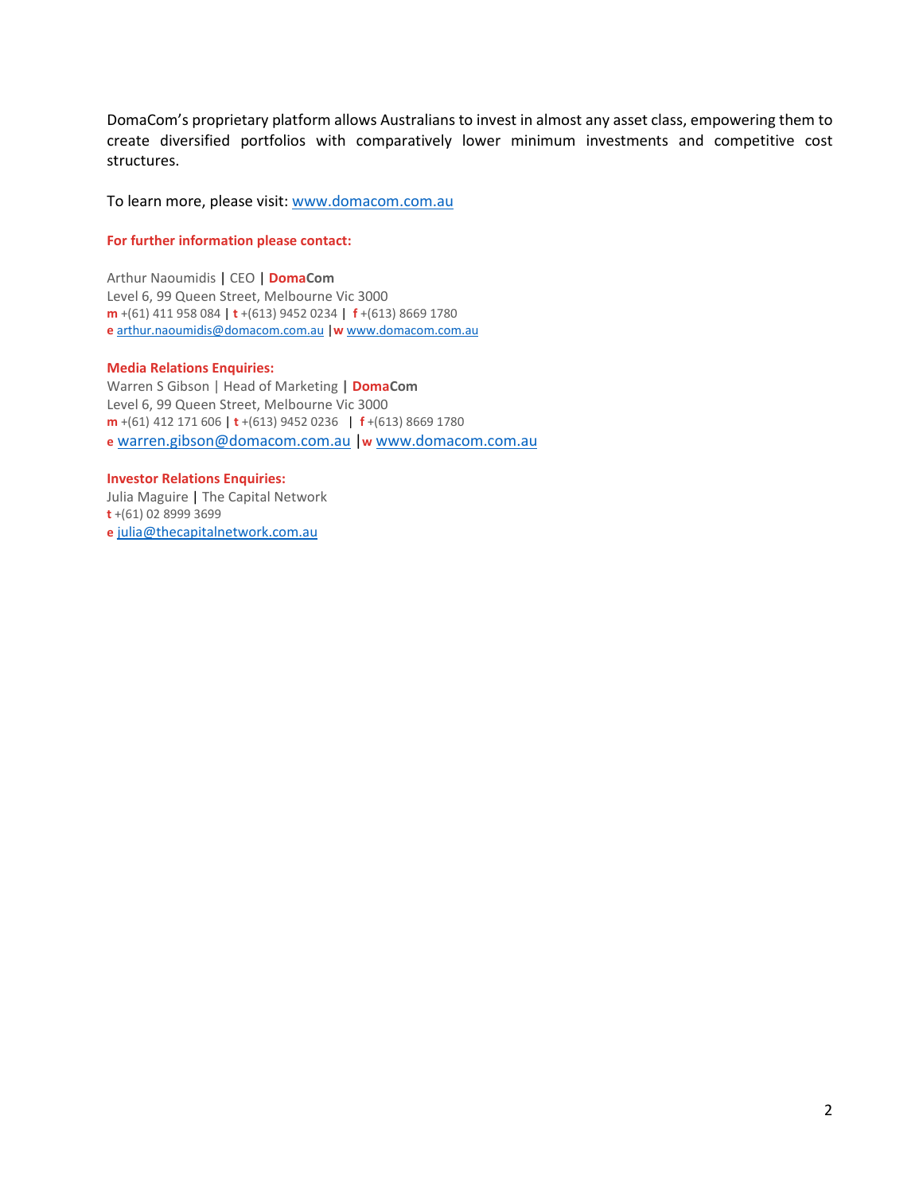DomaCom's proprietary platform allows Australians to invest in almost any asset class, empowering them to create diversified portfolios with comparatively lower minimum investments and competitive cost structures.

To learn more, please visit: www.domacom.com.au

**For further information please contact:**

Arthur Naoumidis | CEO | **DomaCom**
Level 6, 99 Queen Street, Melbourne Vic 3000
**m** +(61) 411 958 084 | **t** +(613) 9452 0234 | **f** +(613) 8669 1780
**e** arthur.naoumidis@domacom.com.au | **w** www.domacom.com.au

**Media Relations Enquiries:**
Warren S Gibson | Head of Marketing | **DomaCom**
Level 6, 99 Queen Street, Melbourne Vic 3000
**m** +(61) 412 171 606 | **t** +(613) 9452 0236 | **f** +(613) 8669 1780
**e** warren.gibson@domacom.com.au | **w** www.domacom.com.au

**Investor Relations Enquiries:**
Julia Maguire | The Capital Network
**t** +(61) 02 8999 3699
**e** julia@thecapitalnetwork.com.au